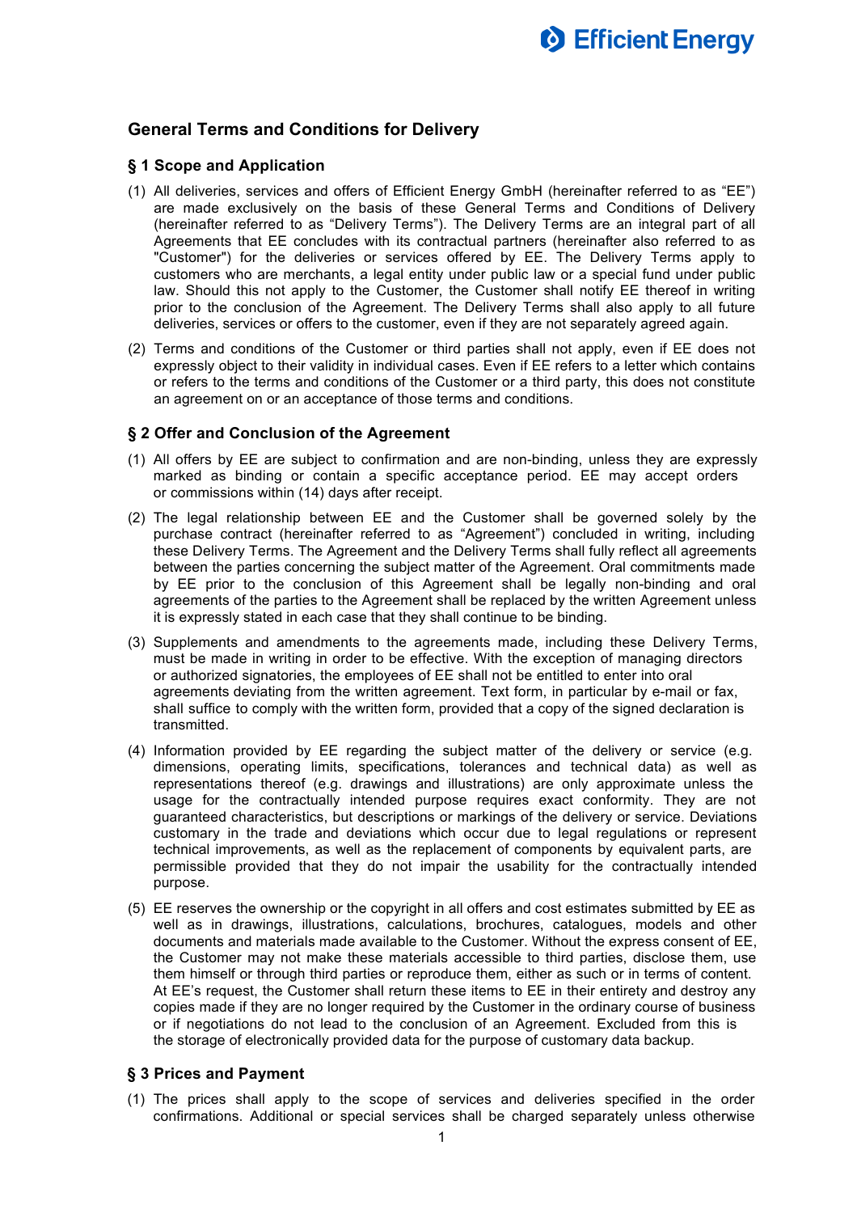## General Terms and Conditions for Delivery

### § 1 Scope and Application

(1) All deliveries, services and offers of Efficient Energy GmbH (hereinafter referred to as "EE") are made exclusively on the basis of these General Terms and Conditions of Delivery (hereinafter referred to as "Delivery Terms"). The Delivery Terms are an integral part of all Agreements that EE concludes with its contractual partners (hereinafter also referred to as "Customer") for the deliveries or services offered by EE. The Delivery Terms apply to customers who are merchants, a legal entity under public law or a special fund under public law. Should this not apply to the Customer, the Customer shall notify EE thereof in writing prior to the conclusion of the Agreement. The Delivery Terms shall also apply to all future deliveries, services or offers to the customer, even if they are not separately agreed again.

(2) Terms and conditions of the Customer or third parties shall not apply, even if EE does not expressly object to their validity in individual cases. Even if EE refers to a letter which contains or refers to the terms and conditions of the Customer or a third party, this does not constitute an agreement on or an acceptance of those terms and conditions.

### § 2 Offer and Conclusion of the Agreement

(1) All offers by EE are subject to confirmation and are non-binding, unless they are expressly marked as binding or contain a specific acceptance period. EE may accept orders or commissions within (14) days after receipt.

(2) The legal relationship between EE and the Customer shall be governed solely by the purchase contract (hereinafter referred to as "Agreement") concluded in writing, including these Delivery Terms. The Agreement and the Delivery Terms shall fully reflect all agreements between the parties concerning the subject matter of the Agreement. Oral commitments made by EE prior to the conclusion of this Agreement shall be legally non-binding and oral agreements of the parties to the Agreement shall be replaced by the written Agreement unless it is expressly stated in each case that they shall continue to be binding.

(3) Supplements and amendments to the agreements made, including these Delivery Terms, must be made in writing in order to be effective. With the exception of managing directors or authorized signatories, the employees of EE shall not be entitled to enter into oral agreements deviating from the written agreement. Text form, in particular by e-mail or fax, shall suffice to comply with the written form, provided that a copy of the signed declaration is transmitted.

(4) Information provided by EE regarding the subject matter of the delivery or service (e.g. dimensions, operating limits, specifications, tolerances and technical data) as well as representations thereof (e.g. drawings and illustrations) are only approximate unless the usage for the contractually intended purpose requires exact conformity. They are not guaranteed characteristics, but descriptions or markings of the delivery or service. Deviations customary in the trade and deviations which occur due to legal regulations or represent technical improvements, as well as the replacement of components by equivalent parts, are permissible provided that they do not impair the usability for the contractually intended purpose.

(5) EE reserves the ownership or the copyright in all offers and cost estimates submitted by EE as well as in drawings, illustrations, calculations, brochures, catalogues, models and other documents and materials made available to the Customer. Without the express consent of EE, the Customer may not make these materials accessible to third parties, disclose them, use them himself or through third parties or reproduce them, either as such or in terms of content. At EE's request, the Customer shall return these items to EE in their entirety and destroy any copies made if they are no longer required by the Customer in the ordinary course of business or if negotiations do not lead to the conclusion of an Agreement. Excluded from this is the storage of electronically provided data for the purpose of customary data backup.

### § 3 Prices and Payment

(1) The prices shall apply to the scope of services and deliveries specified in the order confirmations. Additional or special services shall be charged separately unless otherwise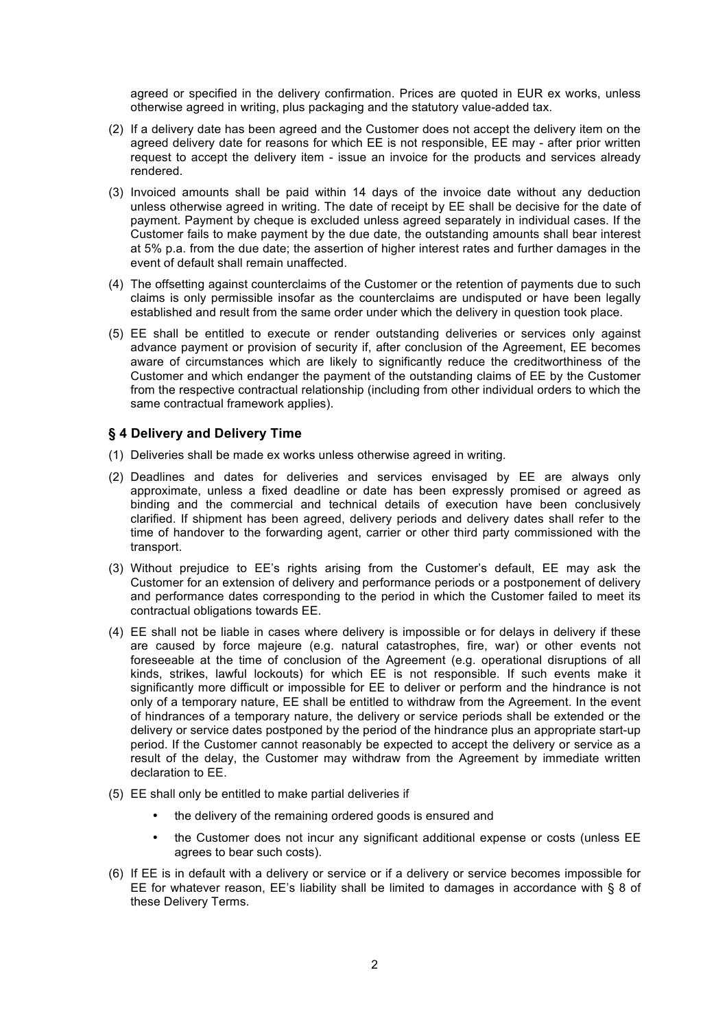agreed or specified in the delivery confirmation. Prices are quoted in EUR ex works, unless otherwise agreed in writing, plus packaging and the statutory value-added tax.

(2) If a delivery date has been agreed and the Customer does not accept the delivery item on the agreed delivery date for reasons for which EE is not responsible, EE may - after prior written request to accept the delivery item - issue an invoice for the products and services already rendered.

(3) Invoiced amounts shall be paid within 14 days of the invoice date without any deduction unless otherwise agreed in writing. The date of receipt by EE shall be decisive for the date of payment. Payment by cheque is excluded unless agreed separately in individual cases. If the Customer fails to make payment by the due date, the outstanding amounts shall bear interest at 5% p.a. from the due date; the assertion of higher interest rates and further damages in the event of default shall remain unaffected.

(4) The offsetting against counterclaims of the Customer or the retention of payments due to such claims is only permissible insofar as the counterclaims are undisputed or have been legally established and result from the same order under which the delivery in question took place.

(5) EE shall be entitled to execute or render outstanding deliveries or services only against advance payment or provision of security if, after conclusion of the Agreement, EE becomes aware of circumstances which are likely to significantly reduce the creditworthiness of the Customer and which endanger the payment of the outstanding claims of EE by the Customer from the respective contractual relationship (including from other individual orders to which the same contractual framework applies).

### § 4 Delivery and Delivery Time

(1) Deliveries shall be made ex works unless otherwise agreed in writing.

(2) Deadlines and dates for deliveries and services envisaged by EE are always only approximate, unless a fixed deadline or date has been expressly promised or agreed as binding and the commercial and technical details of execution have been conclusively clarified. If shipment has been agreed, delivery periods and delivery dates shall refer to the time of handover to the forwarding agent, carrier or other third party commissioned with the transport.

(3) Without prejudice to EE's rights arising from the Customer's default, EE may ask the Customer for an extension of delivery and performance periods or a postponement of delivery and performance dates corresponding to the period in which the Customer failed to meet its contractual obligations towards EE.

(4) EE shall not be liable in cases where delivery is impossible or for delays in delivery if these are caused by force majeure (e.g. natural catastrophes, fire, war) or other events not foreseeable at the time of conclusion of the Agreement (e.g. operational disruptions of all kinds, strikes, lawful lockouts) for which EE is not responsible. If such events make it significantly more difficult or impossible for EE to deliver or perform and the hindrance is not only of a temporary nature, EE shall be entitled to withdraw from the Agreement. In the event of hindrances of a temporary nature, the delivery or service periods shall be extended or the delivery or service dates postponed by the period of the hindrance plus an appropriate start-up period. If the Customer cannot reasonably be expected to accept the delivery or service as a result of the delay, the Customer may withdraw from the Agreement by immediate written declaration to EE.

(5) EE shall only be entitled to make partial deliveries if

- the delivery of the remaining ordered goods is ensured and
- the Customer does not incur any significant additional expense or costs (unless EE agrees to bear such costs).

(6) If EE is in default with a delivery or service or if a delivery or service becomes impossible for EE for whatever reason, EE's liability shall be limited to damages in accordance with § 8 of these Delivery Terms.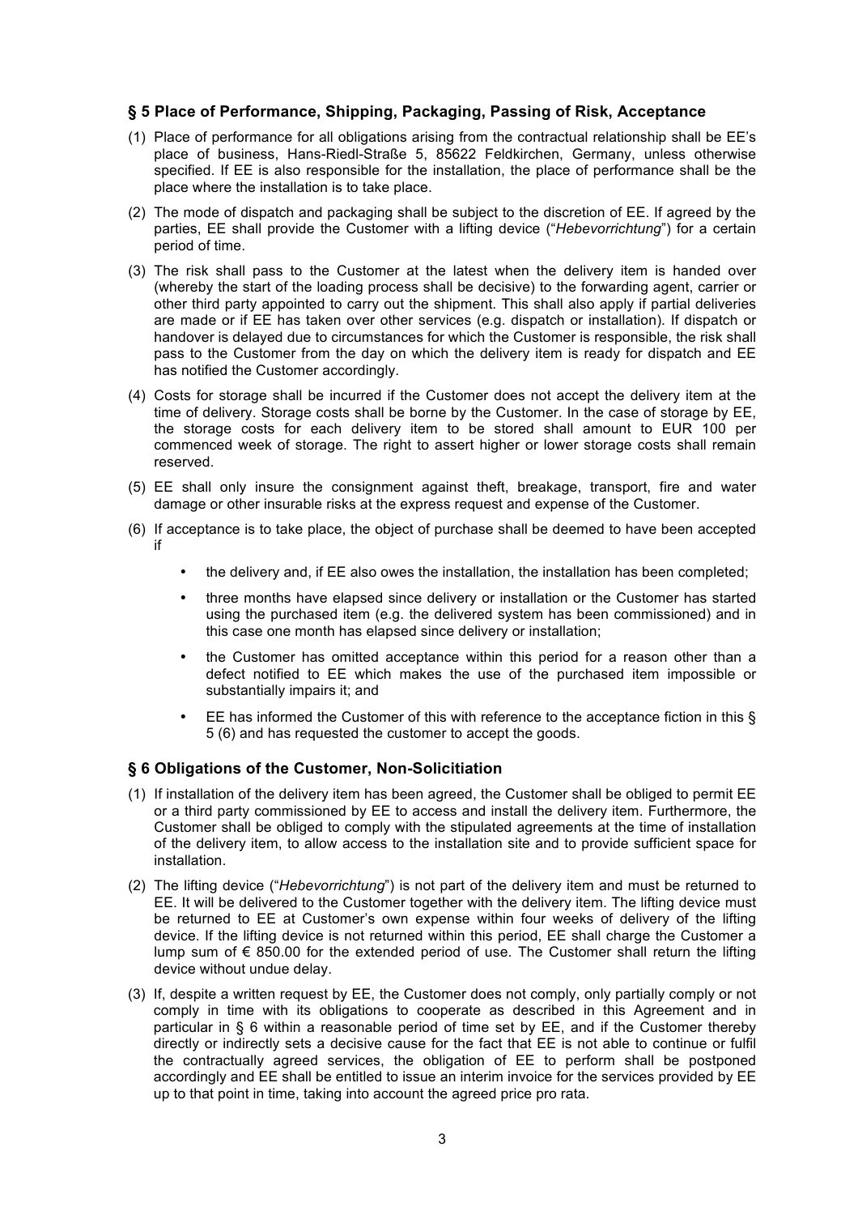## § 5 Place of Performance, Shipping, Packaging, Passing of Risk, Acceptance

(1) Place of performance for all obligations arising from the contractual relationship shall be EE's place of business, Hans-Riedl-Straße 5, 85622 Feldkirchen, Germany, unless otherwise specified. If EE is also responsible for the installation, the place of performance shall be the place where the installation is to take place.

(2) The mode of dispatch and packaging shall be subject to the discretion of EE. If agreed by the parties, EE shall provide the Customer with a lifting device ("*Hebevorrichtung*") for a certain period of time.

(3) The risk shall pass to the Customer at the latest when the delivery item is handed over (whereby the start of the loading process shall be decisive) to the forwarding agent, carrier or other third party appointed to carry out the shipment. This shall also apply if partial deliveries are made or if EE has taken over other services (e.g. dispatch or installation). If dispatch or handover is delayed due to circumstances for which the Customer is responsible, the risk shall pass to the Customer from the day on which the delivery item is ready for dispatch and EE has notified the Customer accordingly.

(4) Costs for storage shall be incurred if the Customer does not accept the delivery item at the time of delivery. Storage costs shall be borne by the Customer. In the case of storage by EE, the storage costs for each delivery item to be stored shall amount to EUR 100 per commenced week of storage. The right to assert higher or lower storage costs shall remain reserved.

(5) EE shall only insure the consignment against theft, breakage, transport, fire and water damage or other insurable risks at the express request and expense of the Customer.

(6) If acceptance is to take place, the object of purchase shall be deemed to have been accepted if

- the delivery and, if EE also owes the installation, the installation has been completed;
- three months have elapsed since delivery or installation or the Customer has started using the purchased item (e.g. the delivered system has been commissioned) and in this case one month has elapsed since delivery or installation;
- the Customer has omitted acceptance within this period for a reason other than a defect notified to EE which makes the use of the purchased item impossible or substantially impairs it; and
- EE has informed the Customer of this with reference to the acceptance fiction in this § 5 (6) and has requested the customer to accept the goods.

## § 6 Obligations of the Customer, Non-Solicitiation

(1) If installation of the delivery item has been agreed, the Customer shall be obliged to permit EE or a third party commissioned by EE to access and install the delivery item. Furthermore, the Customer shall be obliged to comply with the stipulated agreements at the time of installation of the delivery item, to allow access to the installation site and to provide sufficient space for installation.

(2) The lifting device ("*Hebevorrichtung*") is not part of the delivery item and must be returned to EE. It will be delivered to the Customer together with the delivery item. The lifting device must be returned to EE at Customer's own expense within four weeks of delivery of the lifting device. If the lifting device is not returned within this period, EE shall charge the Customer a lump sum of € 850.00 for the extended period of use. The Customer shall return the lifting device without undue delay.

(3) If, despite a written request by EE, the Customer does not comply, only partially comply or not comply in time with its obligations to cooperate as described in this Agreement and in particular in § 6 within a reasonable period of time set by EE, and if the Customer thereby directly or indirectly sets a decisive cause for the fact that EE is not able to continue or fulfil the contractually agreed services, the obligation of EE to perform shall be postponed accordingly and EE shall be entitled to issue an interim invoice for the services provided by EE up to that point in time, taking into account the agreed price pro rata.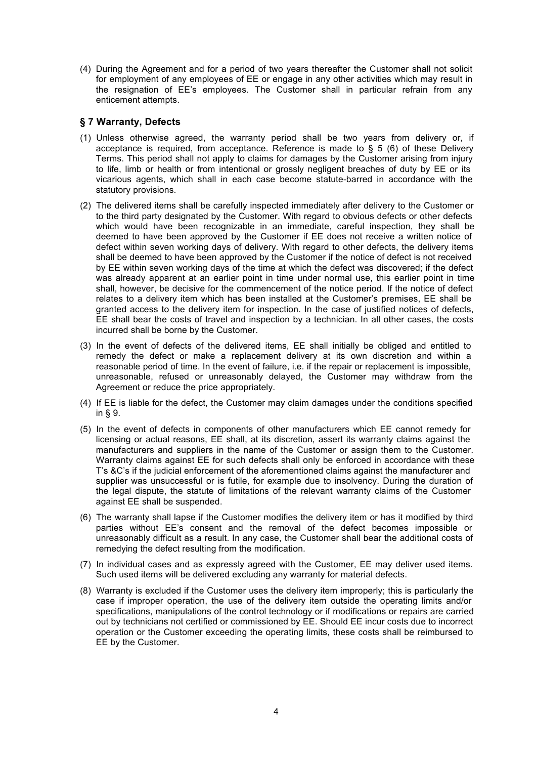(4) During the Agreement and for a period of two years thereafter the Customer shall not solicit for employment of any employees of EE or engage in any other activities which may result in the resignation of EE's employees. The Customer shall in particular refrain from any enticement attempts.

## § 7 Warranty, Defects

(1) Unless otherwise agreed, the warranty period shall be two years from delivery or, if acceptance is required, from acceptance. Reference is made to § 5 (6) of these Delivery Terms. This period shall not apply to claims for damages by the Customer arising from injury to life, limb or health or from intentional or grossly negligent breaches of duty by EE or its vicarious agents, which shall in each case become statute-barred in accordance with the statutory provisions.

(2) The delivered items shall be carefully inspected immediately after delivery to the Customer or to the third party designated by the Customer. With regard to obvious defects or other defects which would have been recognizable in an immediate, careful inspection, they shall be deemed to have been approved by the Customer if EE does not receive a written notice of defect within seven working days of delivery. With regard to other defects, the delivery items shall be deemed to have been approved by the Customer if the notice of defect is not received by EE within seven working days of the time at which the defect was discovered; if the defect was already apparent at an earlier point in time under normal use, this earlier point in time shall, however, be decisive for the commencement of the notice period. If the notice of defect relates to a delivery item which has been installed at the Customer's premises, EE shall be granted access to the delivery item for inspection. In the case of justified notices of defects, EE shall bear the costs of travel and inspection by a technician. In all other cases, the costs incurred shall be borne by the Customer.

(3) In the event of defects of the delivered items, EE shall initially be obliged and entitled to remedy the defect or make a replacement delivery at its own discretion and within a reasonable period of time. In the event of failure, i.e. if the repair or replacement is impossible, unreasonable, refused or unreasonably delayed, the Customer may withdraw from the Agreement or reduce the price appropriately.

(4) If EE is liable for the defect, the Customer may claim damages under the conditions specified in § 9.

(5) In the event of defects in components of other manufacturers which EE cannot remedy for licensing or actual reasons, EE shall, at its discretion, assert its warranty claims against the manufacturers and suppliers in the name of the Customer or assign them to the Customer. Warranty claims against EE for such defects shall only be enforced in accordance with these T's &C's if the judicial enforcement of the aforementioned claims against the manufacturer and supplier was unsuccessful or is futile, for example due to insolvency. During the duration of the legal dispute, the statute of limitations of the relevant warranty claims of the Customer against EE shall be suspended.

(6) The warranty shall lapse if the Customer modifies the delivery item or has it modified by third parties without EE's consent and the removal of the defect becomes impossible or unreasonably difficult as a result. In any case, the Customer shall bear the additional costs of remedying the defect resulting from the modification.

(7) In individual cases and as expressly agreed with the Customer, EE may deliver used items. Such used items will be delivered excluding any warranty for material defects.

(8) Warranty is excluded if the Customer uses the delivery item improperly; this is particularly the case if improper operation, the use of the delivery item outside the operating limits and/or specifications, manipulations of the control technology or if modifications or repairs are carried out by technicians not certified or commissioned by EE. Should EE incur costs due to incorrect operation or the Customer exceeding the operating limits, these costs shall be reimbursed to EE by the Customer.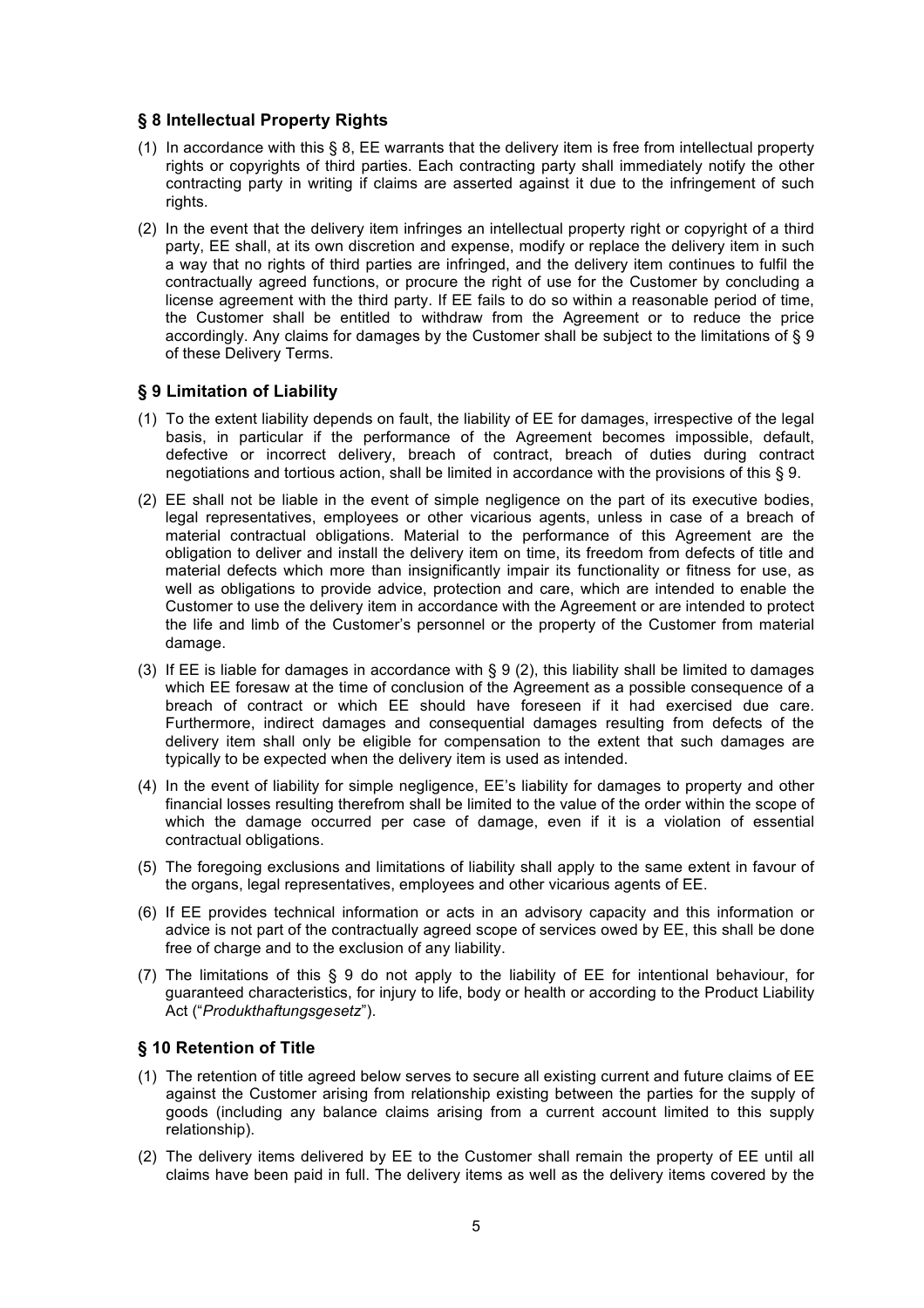## § 8 Intellectual Property Rights

(1) In accordance with this § 8, EE warrants that the delivery item is free from intellectual property rights or copyrights of third parties. Each contracting party shall immediately notify the other contracting party in writing if claims are asserted against it due to the infringement of such rights.

(2) In the event that the delivery item infringes an intellectual property right or copyright of a third party, EE shall, at its own discretion and expense, modify or replace the delivery item in such a way that no rights of third parties are infringed, and the delivery item continues to fulfil the contractually agreed functions, or procure the right of use for the Customer by concluding a license agreement with the third party. If EE fails to do so within a reasonable period of time, the Customer shall be entitled to withdraw from the Agreement or to reduce the price accordingly. Any claims for damages by the Customer shall be subject to the limitations of § 9 of these Delivery Terms.

## § 9 Limitation of Liability

(1) To the extent liability depends on fault, the liability of EE for damages, irrespective of the legal basis, in particular if the performance of the Agreement becomes impossible, default, defective or incorrect delivery, breach of contract, breach of duties during contract negotiations and tortious action, shall be limited in accordance with the provisions of this § 9.

(2) EE shall not be liable in the event of simple negligence on the part of its executive bodies, legal representatives, employees or other vicarious agents, unless in case of a breach of material contractual obligations. Material to the performance of this Agreement are the obligation to deliver and install the delivery item on time, its freedom from defects of title and material defects which more than insignificantly impair its functionality or fitness for use, as well as obligations to provide advice, protection and care, which are intended to enable the Customer to use the delivery item in accordance with the Agreement or are intended to protect the life and limb of the Customer's personnel or the property of the Customer from material damage.

(3) If EE is liable for damages in accordance with § 9 (2), this liability shall be limited to damages which EE foresaw at the time of conclusion of the Agreement as a possible consequence of a breach of contract or which EE should have foreseen if it had exercised due care. Furthermore, indirect damages and consequential damages resulting from defects of the delivery item shall only be eligible for compensation to the extent that such damages are typically to be expected when the delivery item is used as intended.

(4) In the event of liability for simple negligence, EE's liability for damages to property and other financial losses resulting therefrom shall be limited to the value of the order within the scope of which the damage occurred per case of damage, even if it is a violation of essential contractual obligations.

(5) The foregoing exclusions and limitations of liability shall apply to the same extent in favour of the organs, legal representatives, employees and other vicarious agents of EE.

(6) If EE provides technical information or acts in an advisory capacity and this information or advice is not part of the contractually agreed scope of services owed by EE, this shall be done free of charge and to the exclusion of any liability.

(7) The limitations of this § 9 do not apply to the liability of EE for intentional behaviour, for guaranteed characteristics, for injury to life, body or health or according to the Product Liability Act ("*Produkthaftungsgesetz*").

## § 10 Retention of Title

(1) The retention of title agreed below serves to secure all existing current and future claims of EE against the Customer arising from relationship existing between the parties for the supply of goods (including any balance claims arising from a current account limited to this supply relationship).

(2) The delivery items delivered by EE to the Customer shall remain the property of EE until all claims have been paid in full. The delivery items as well as the delivery items covered by the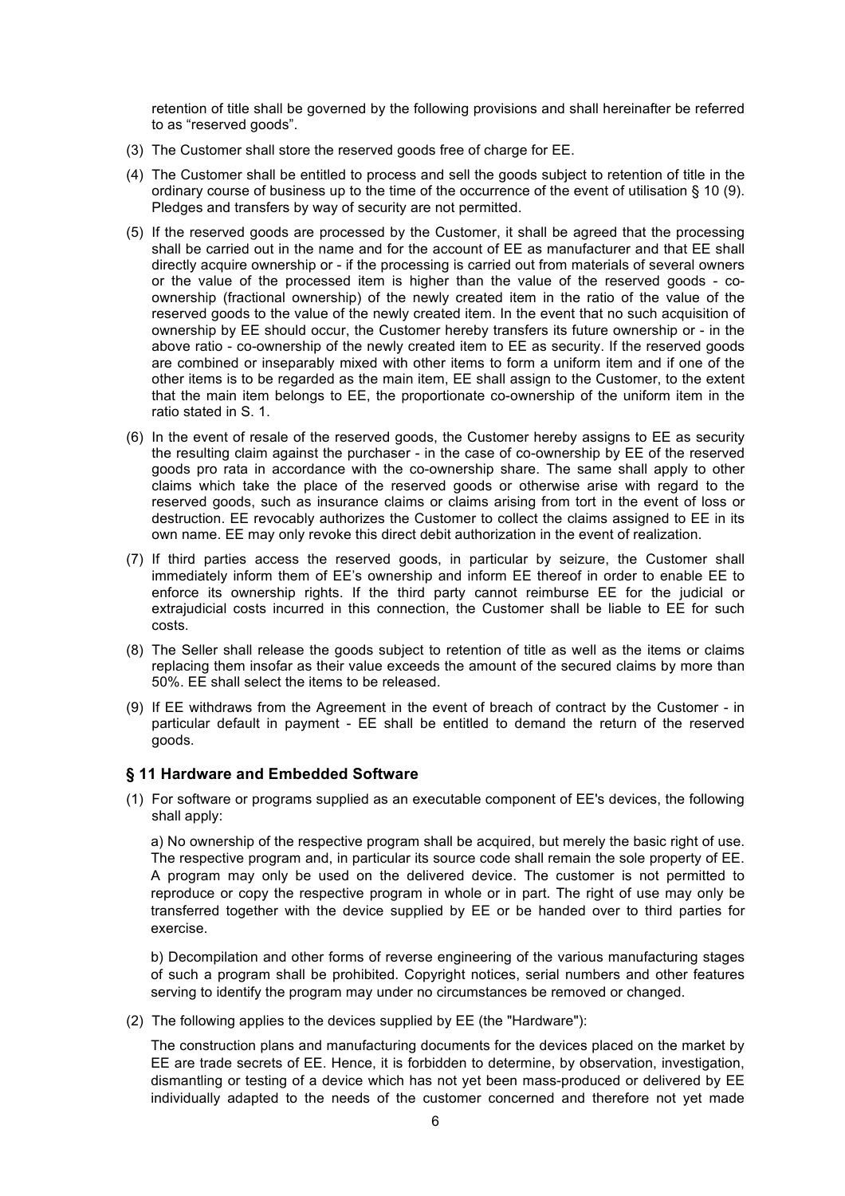retention of title shall be governed by the following provisions and shall hereinafter be referred to as "reserved goods".

(3) The Customer shall store the reserved goods free of charge for EE.

(4) The Customer shall be entitled to process and sell the goods subject to retention of title in the ordinary course of business up to the time of the occurrence of the event of utilisation § 10 (9). Pledges and transfers by way of security are not permitted.

(5) If the reserved goods are processed by the Customer, it shall be agreed that the processing shall be carried out in the name and for the account of EE as manufacturer and that EE shall directly acquire ownership or - if the processing is carried out from materials of several owners or the value of the processed item is higher than the value of the reserved goods - co-ownership (fractional ownership) of the newly created item in the ratio of the value of the reserved goods to the value of the newly created item. In the event that no such acquisition of ownership by EE should occur, the Customer hereby transfers its future ownership or - in the above ratio - co-ownership of the newly created item to EE as security. If the reserved goods are combined or inseparably mixed with other items to form a uniform item and if one of the other items is to be regarded as the main item, EE shall assign to the Customer, to the extent that the main item belongs to EE, the proportionate co-ownership of the uniform item in the ratio stated in S. 1.

(6) In the event of resale of the reserved goods, the Customer hereby assigns to EE as security the resulting claim against the purchaser - in the case of co-ownership by EE of the reserved goods pro rata in accordance with the co-ownership share. The same shall apply to other claims which take the place of the reserved goods or otherwise arise with regard to the reserved goods, such as insurance claims or claims arising from tort in the event of loss or destruction. EE revocably authorizes the Customer to collect the claims assigned to EE in its own name. EE may only revoke this direct debit authorization in the event of realization.

(7) If third parties access the reserved goods, in particular by seizure, the Customer shall immediately inform them of EE's ownership and inform EE thereof in order to enable EE to enforce its ownership rights. If the third party cannot reimburse EE for the judicial or extrajudicial costs incurred in this connection, the Customer shall be liable to EE for such costs.

(8) The Seller shall release the goods subject to retention of title as well as the items or claims replacing them insofar as their value exceeds the amount of the secured claims by more than 50%. EE shall select the items to be released.

(9) If EE withdraws from the Agreement in the event of breach of contract by the Customer - in particular default in payment - EE shall be entitled to demand the return of the reserved goods.

### § 11 Hardware and Embedded Software

(1) For software or programs supplied as an executable component of EE's devices, the following shall apply:

   a) No ownership of the respective program shall be acquired, but merely the basic right of use. The respective program and, in particular its source code shall remain the sole property of EE. A program may only be used on the delivered device. The customer is not permitted to reproduce or copy the respective program in whole or in part. The right of use may only be transferred together with the device supplied by EE or be handed over to third parties for exercise.

   b) Decompilation and other forms of reverse engineering of the various manufacturing stages of such a program shall be prohibited. Copyright notices, serial numbers and other features serving to identify the program may under no circumstances be removed or changed.

(2) The following applies to the devices supplied by EE (the "Hardware"):

   The construction plans and manufacturing documents for the devices placed on the market by EE are trade secrets of EE. Hence, it is forbidden to determine, by observation, investigation, dismantling or testing of a device which has not yet been mass-produced or delivered by EE individually adapted to the needs of the customer concerned and therefore not yet made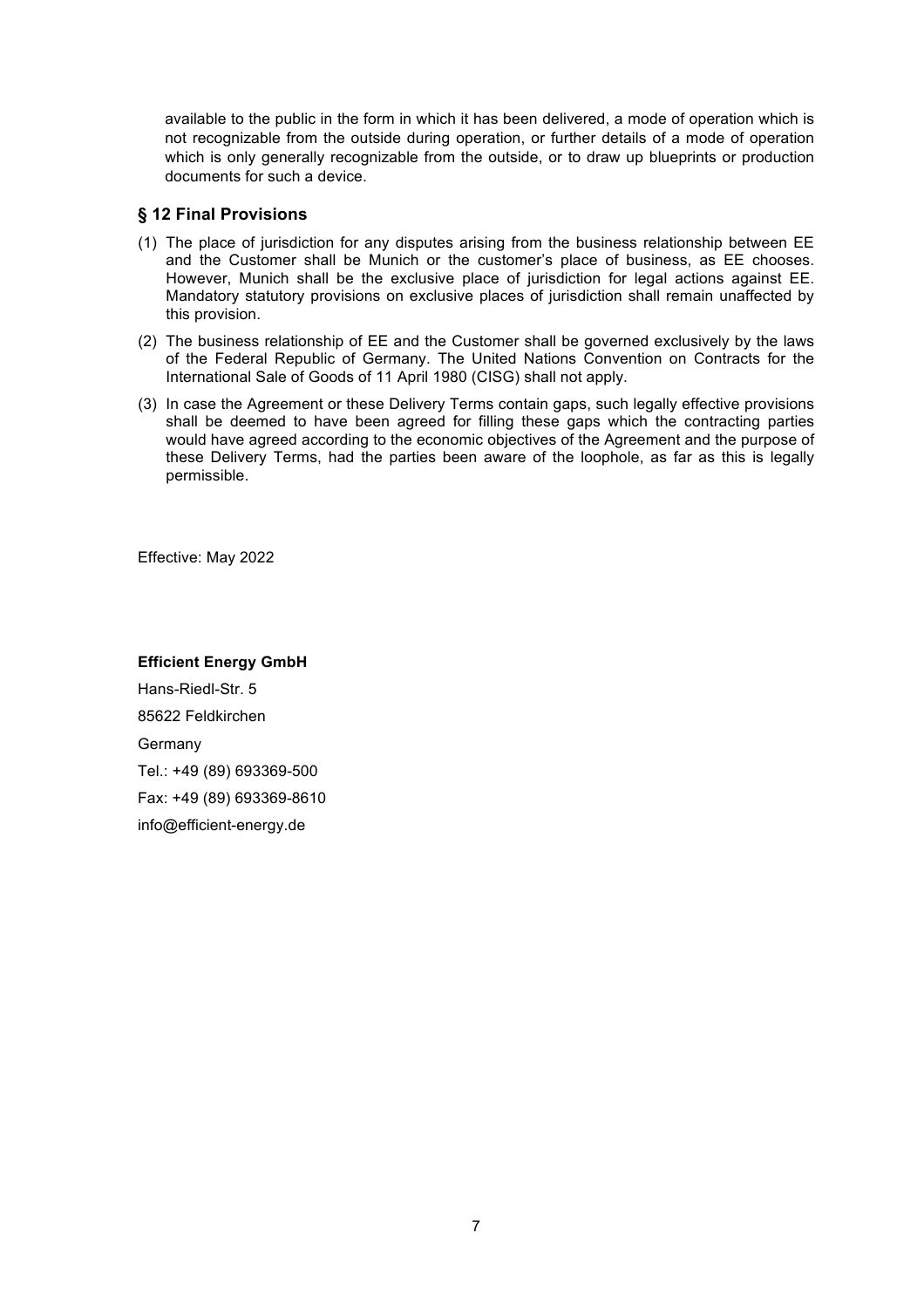available to the public in the form in which it has been delivered, a mode of operation which is not recognizable from the outside during operation, or further details of a mode of operation which is only generally recognizable from the outside, or to draw up blueprints or production documents for such a device.

## § 12 Final Provisions

(1) The place of jurisdiction for any disputes arising from the business relationship between EE and the Customer shall be Munich or the customer's place of business, as EE chooses. However, Munich shall be the exclusive place of jurisdiction for legal actions against EE. Mandatory statutory provisions on exclusive places of jurisdiction shall remain unaffected by this provision.

(2) The business relationship of EE and the Customer shall be governed exclusively by the laws of the Federal Republic of Germany. The United Nations Convention on Contracts for the International Sale of Goods of 11 April 1980 (CISG) shall not apply.

(3) In case the Agreement or these Delivery Terms contain gaps, such legally effective provisions shall be deemed to have been agreed for filling these gaps which the contracting parties would have agreed according to the economic objectives of the Agreement and the purpose of these Delivery Terms, had the parties been aware of the loophole, as far as this is legally permissible.

Effective: May 2022

**Efficient Energy GmbH**

Hans-Riedl-Str. 5

85622 Feldkirchen

Germany

Tel.: +49 (89) 693369-500

Fax: +49 (89) 693369-8610

info@efficient-energy.de